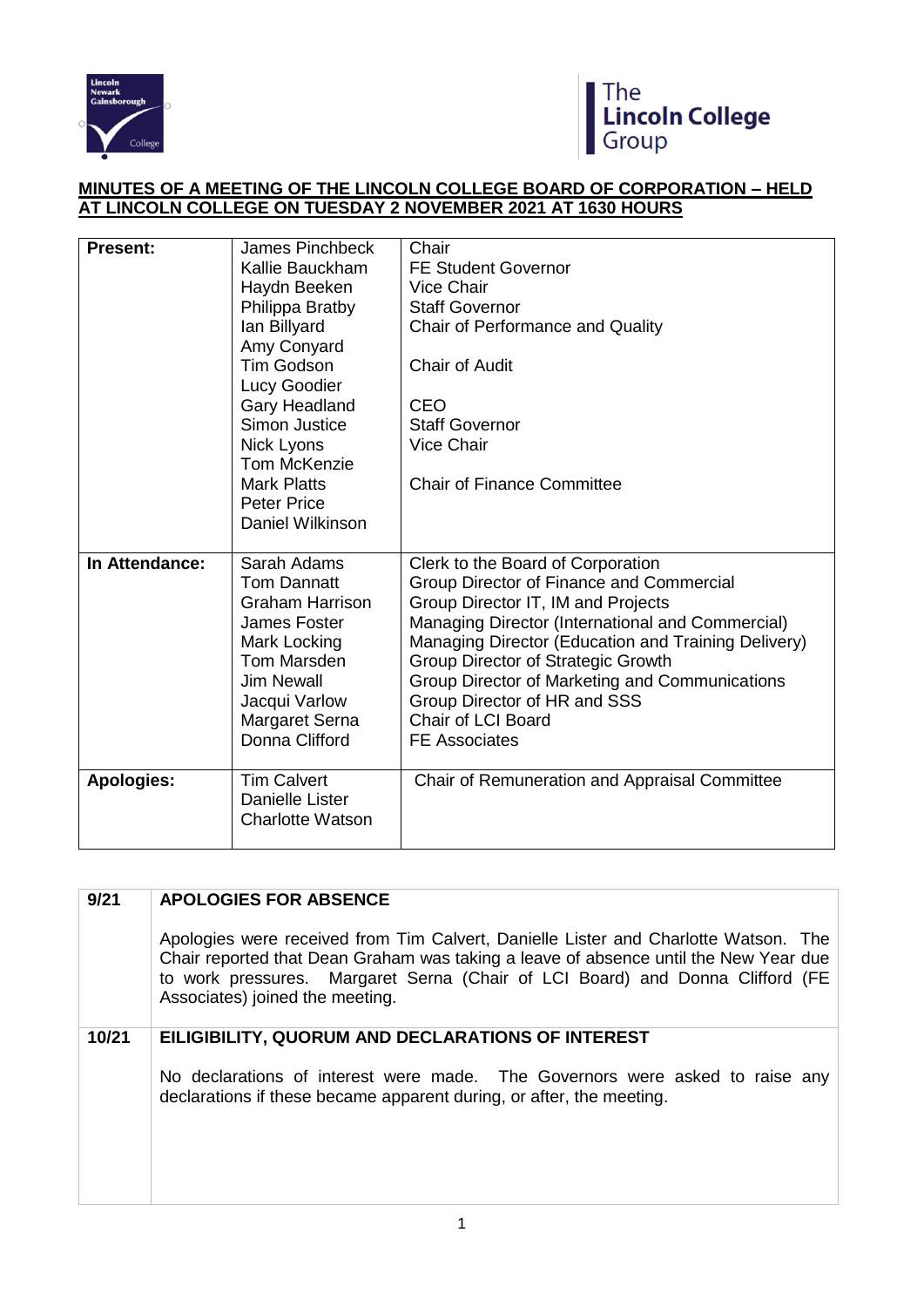**MINUTES OF A MEETING OF THE LINCOLN COLLEGE BOARD OF CORPORATION – HELD AT LINCOLN COLLEGE ON TUESDAY 2 NOVEMBER 2021 AT 1630 HOURS**

| | | |
|---|---|---|
| **Present:** | James Pinchbeck | Chair |
| | Kallie Bauckham | FE Student Governor |
| | Haydn Beeken | Vice Chair |
| | Philippa Bratby | Staff Governor |
| | Ian Billyard | Chair of Performance and Quality |
| | Amy Conyard | |
| | Tim Godson | Chair of Audit |
| | Lucy Goodier | |
| | Gary Headland | CEO |
| | Simon Justice | Staff Governor |
| | Nick Lyons | Vice Chair |
| | Tom McKenzie | |
| | Mark Platts | Chair of Finance Committee |
| | Peter Price | |
| | Daniel Wilkinson | |
| **In Attendance:** | Sarah Adams | Clerk to the Board of Corporation |
| | Tom Dannatt | Group Director of Finance and Commercial |
| | Graham Harrison | Group Director IT, IM and Projects |
| | James Foster | Managing Director (International and Commercial) |
| | Mark Locking | Managing Director (Education and Training Delivery) |
| | Tom Marsden | Group Director of Strategic Growth |
| | Jim Newall | Group Director of Marketing and Communications |
| | Jacqui Varlow | Group Director of HR and SSS |
| | Margaret Serna | Chair of LCI Board |
| | Donna Clifford | FE Associates |
| **Apologies:** | Tim Calvert | Chair of Remuneration and Appraisal Committee |
| | Danielle Lister | |
| | Charlotte Watson | |

| | |
|---|---|
| **9/21** | **APOLOGIES FOR ABSENCE**<br><br>Apologies were received from Tim Calvert, Danielle Lister and Charlotte Watson. The Chair reported that Dean Graham was taking a leave of absence until the New Year due to work pressures. Margaret Serna (Chair of LCI Board) and Donna Clifford (FE Associates) joined the meeting. |
| **10/21** | **EILIGIBILITY, QUORUM AND DECLARATIONS OF INTEREST**<br><br>No declarations of interest were made. The Governors were asked to raise any declarations if these became apparent during, or after, the meeting. |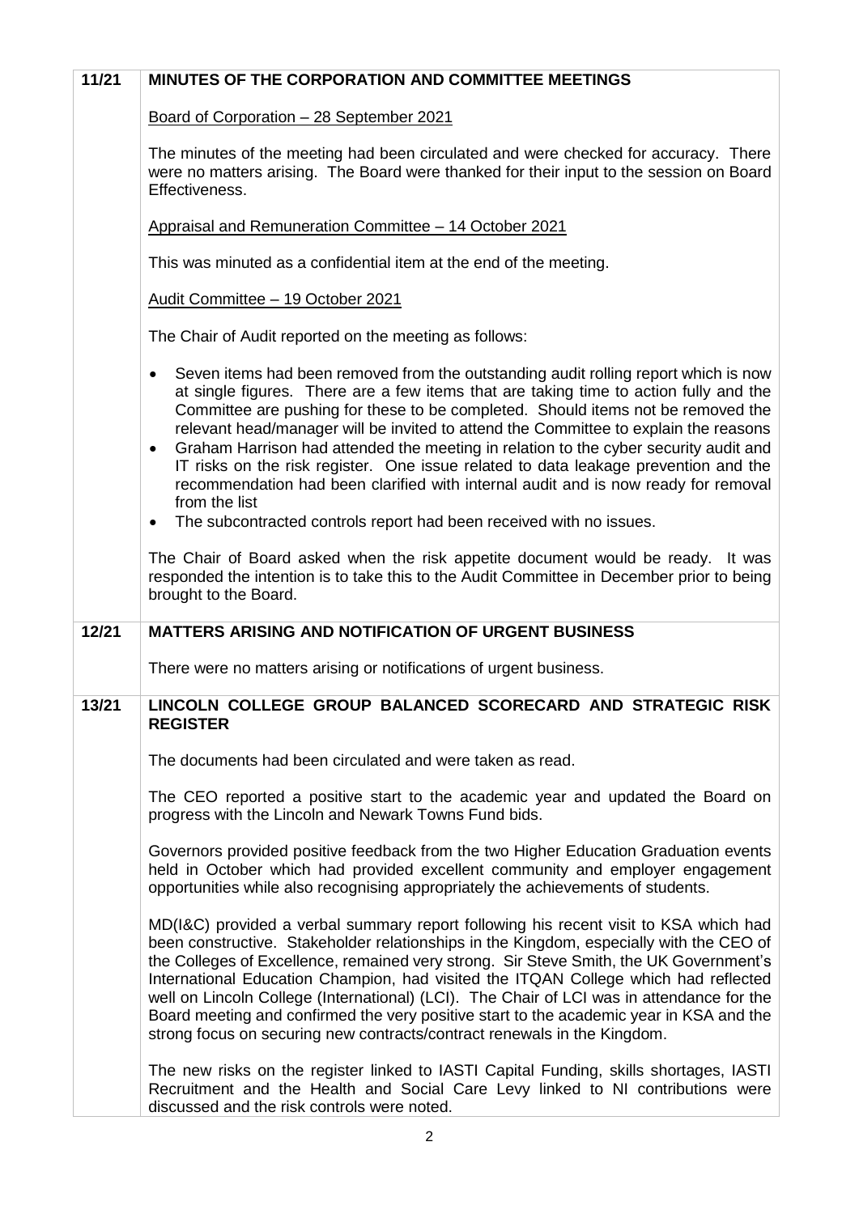| | |
|---|---|
| **11/21** | **MINUTES OF THE CORPORATION AND COMMITTEE MEETINGS**<br><br><u>Board of Corporation – 28 September 2021</u><br><br>The minutes of the meeting had been circulated and were checked for accuracy. There were no matters arising. The Board were thanked for their input to the session on Board Effectiveness.<br><br><u>Appraisal and Remuneration Committee – 14 October 2021</u><br><br>This was minuted as a confidential item at the end of the meeting.<br><br><u>Audit Committee – 19 October 2021</u><br><br>The Chair of Audit reported on the meeting as follows:<br><br>• Seven items had been removed from the outstanding audit rolling report which is now at single figures. There are a few items that are taking time to action fully and the Committee are pushing for these to be completed. Should items not be removed the relevant head/manager will be invited to attend the Committee to explain the reasons<br>• Graham Harrison had attended the meeting in relation to the cyber security audit and IT risks on the risk register. One issue related to data leakage prevention and the recommendation had been clarified with internal audit and is now ready for removal from the list<br>• The subcontracted controls report had been received with no issues.<br><br>The Chair of Board asked when the risk appetite document would be ready. It was responded the intention is to take this to the Audit Committee in December prior to being brought to the Board. |
| **12/21** | **MATTERS ARISING AND NOTIFICATION OF URGENT BUSINESS**<br><br>There were no matters arising or notifications of urgent business. |
| **13/21** | **LINCOLN COLLEGE GROUP BALANCED SCORECARD AND STRATEGIC RISK REGISTER**<br><br>The documents had been circulated and were taken as read.<br><br>The CEO reported a positive start to the academic year and updated the Board on progress with the Lincoln and Newark Towns Fund bids.<br><br>Governors provided positive feedback from the two Higher Education Graduation events held in October which had provided excellent community and employer engagement opportunities while also recognising appropriately the achievements of students.<br><br>MD(I&C) provided a verbal summary report following his recent visit to KSA which had been constructive. Stakeholder relationships in the Kingdom, especially with the CEO of the Colleges of Excellence, remained very strong. Sir Steve Smith, the UK Government's International Education Champion, had visited the ITQAN College which had reflected well on Lincoln College (International) (LCI). The Chair of LCI was in attendance for the Board meeting and confirmed the very positive start to the academic year in KSA and the strong focus on securing new contracts/contract renewals in the Kingdom.<br><br>The new risks on the register linked to IASTI Capital Funding, skills shortages, IASTI Recruitment and the Health and Social Care Levy linked to NI contributions were discussed and the risk controls were noted. |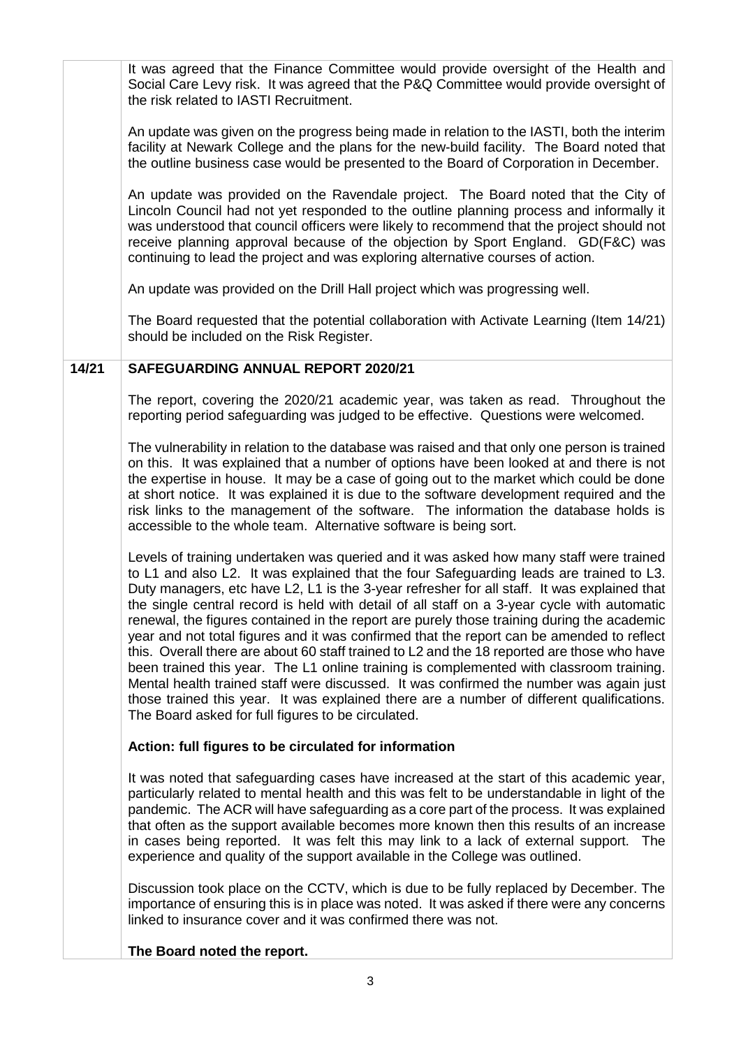It was agreed that the Finance Committee would provide oversight of the Health and Social Care Levy risk. It was agreed that the P&Q Committee would provide oversight of the risk related to IASTI Recruitment.

An update was given on the progress being made in relation to the IASTI, both the interim facility at Newark College and the plans for the new-build facility. The Board noted that the outline business case would be presented to the Board of Corporation in December.

An update was provided on the Ravendale project. The Board noted that the City of Lincoln Council had not yet responded to the outline planning process and informally it was understood that council officers were likely to recommend that the project should not receive planning approval because of the objection by Sport England. GD(F&C) was continuing to lead the project and was exploring alternative courses of action.

An update was provided on the Drill Hall project which was progressing well.

The Board requested that the potential collaboration with Activate Learning (Item 14/21) should be included on the Risk Register.

## 14/21 SAFEGUARDING ANNUAL REPORT 2020/21

The report, covering the 2020/21 academic year, was taken as read. Throughout the reporting period safeguarding was judged to be effective. Questions were welcomed.

The vulnerability in relation to the database was raised and that only one person is trained on this. It was explained that a number of options have been looked at and there is not the expertise in house. It may be a case of going out to the market which could be done at short notice. It was explained it is due to the software development required and the risk links to the management of the software. The information the database holds is accessible to the whole team. Alternative software is being sort.

Levels of training undertaken was queried and it was asked how many staff were trained to L1 and also L2. It was explained that the four Safeguarding leads are trained to L3. Duty managers, etc have L2, L1 is the 3-year refresher for all staff. It was explained that the single central record is held with detail of all staff on a 3-year cycle with automatic renewal, the figures contained in the report are purely those training during the academic year and not total figures and it was confirmed that the report can be amended to reflect this. Overall there are about 60 staff trained to L2 and the 18 reported are those who have been trained this year. The L1 online training is complemented with classroom training. Mental health trained staff were discussed. It was confirmed the number was again just those trained this year. It was explained there are a number of different qualifications. The Board asked for full figures to be circulated.

**Action: full figures to be circulated for information**

It was noted that safeguarding cases have increased at the start of this academic year, particularly related to mental health and this was felt to be understandable in light of the pandemic. The ACR will have safeguarding as a core part of the process. It was explained that often as the support available becomes more known then this results of an increase in cases being reported. It was felt this may link to a lack of external support. The experience and quality of the support available in the College was outlined.

Discussion took place on the CCTV, which is due to be fully replaced by December. The importance of ensuring this is in place was noted. It was asked if there were any concerns linked to insurance cover and it was confirmed there was not.

**The Board noted the report.**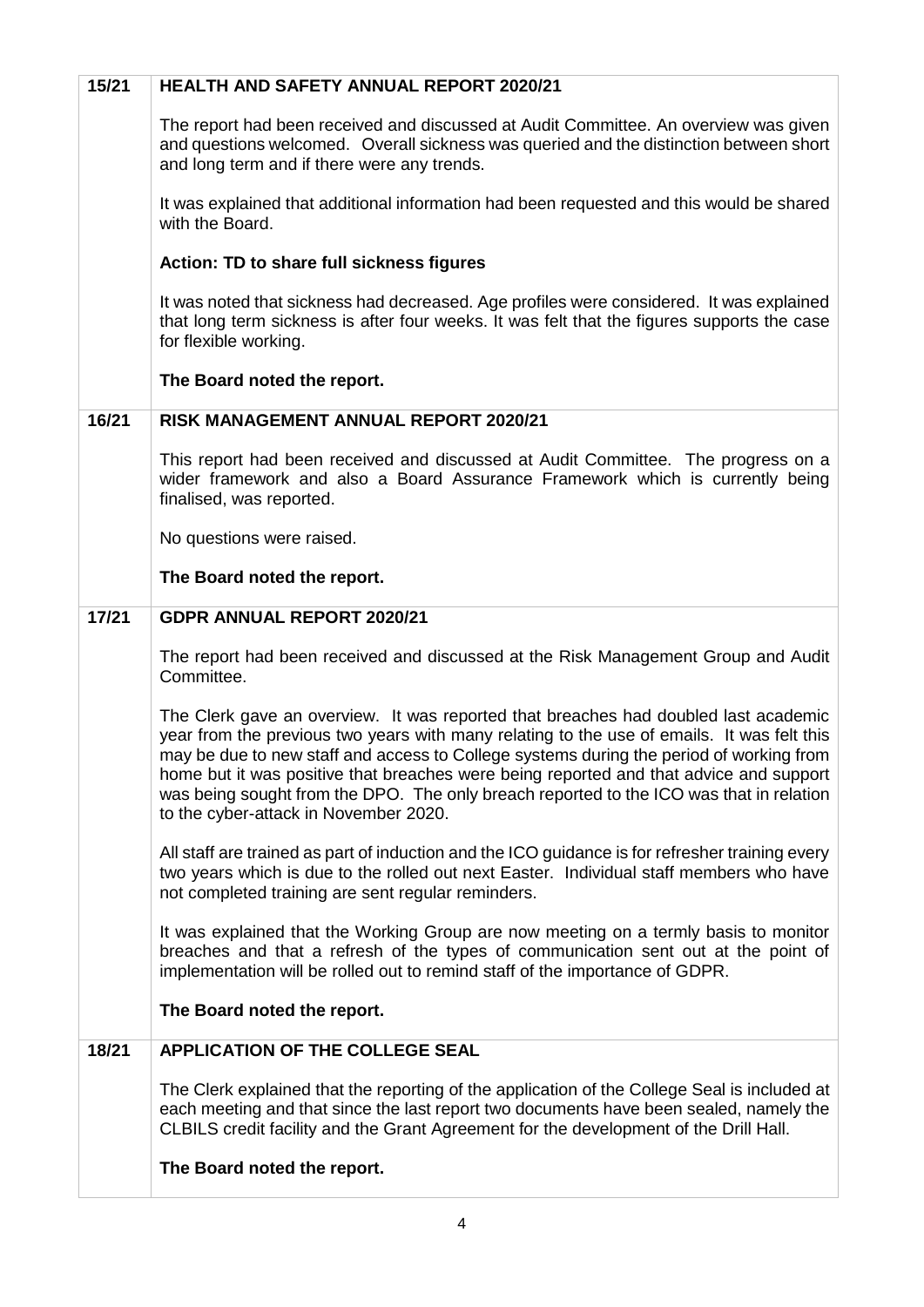| | |
|---|---|
| 15/21 | **HEALTH AND SAFETY ANNUAL REPORT 2020/21**<br><br>The report had been received and discussed at Audit Committee. An overview was given and questions welcomed. Overall sickness was queried and the distinction between short and long term and if there were any trends.<br><br>It was explained that additional information had been requested and this would be shared with the Board.<br><br>**Action: TD to share full sickness figures**<br><br>It was noted that sickness had decreased. Age profiles were considered. It was explained that long term sickness is after four weeks. It was felt that the figures supports the case for flexible working.<br><br>**The Board noted the report.** |
| 16/21 | **RISK MANAGEMENT ANNUAL REPORT 2020/21**<br><br>This report had been received and discussed at Audit Committee. The progress on a wider framework and also a Board Assurance Framework which is currently being finalised, was reported.<br><br>No questions were raised.<br><br>**The Board noted the report.** |
| 17/21 | **GDPR ANNUAL REPORT 2020/21**<br><br>The report had been received and discussed at the Risk Management Group and Audit Committee.<br><br>The Clerk gave an overview. It was reported that breaches had doubled last academic year from the previous two years with many relating to the use of emails. It was felt this may be due to new staff and access to College systems during the period of working from home but it was positive that breaches were being reported and that advice and support was being sought from the DPO. The only breach reported to the ICO was that in relation to the cyber-attack in November 2020.<br><br>All staff are trained as part of induction and the ICO guidance is for refresher training every two years which is due to the rolled out next Easter. Individual staff members who have not completed training are sent regular reminders.<br><br>It was explained that the Working Group are now meeting on a termly basis to monitor breaches and that a refresh of the types of communication sent out at the point of implementation will be rolled out to remind staff of the importance of GDPR.<br><br>**The Board noted the report.** |
| 18/21 | **APPLICATION OF THE COLLEGE SEAL**<br><br>The Clerk explained that the reporting of the application of the College Seal is included at each meeting and that since the last report two documents have been sealed, namely the CLBILS credit facility and the Grant Agreement for the development of the Drill Hall.<br><br>**The Board noted the report.** |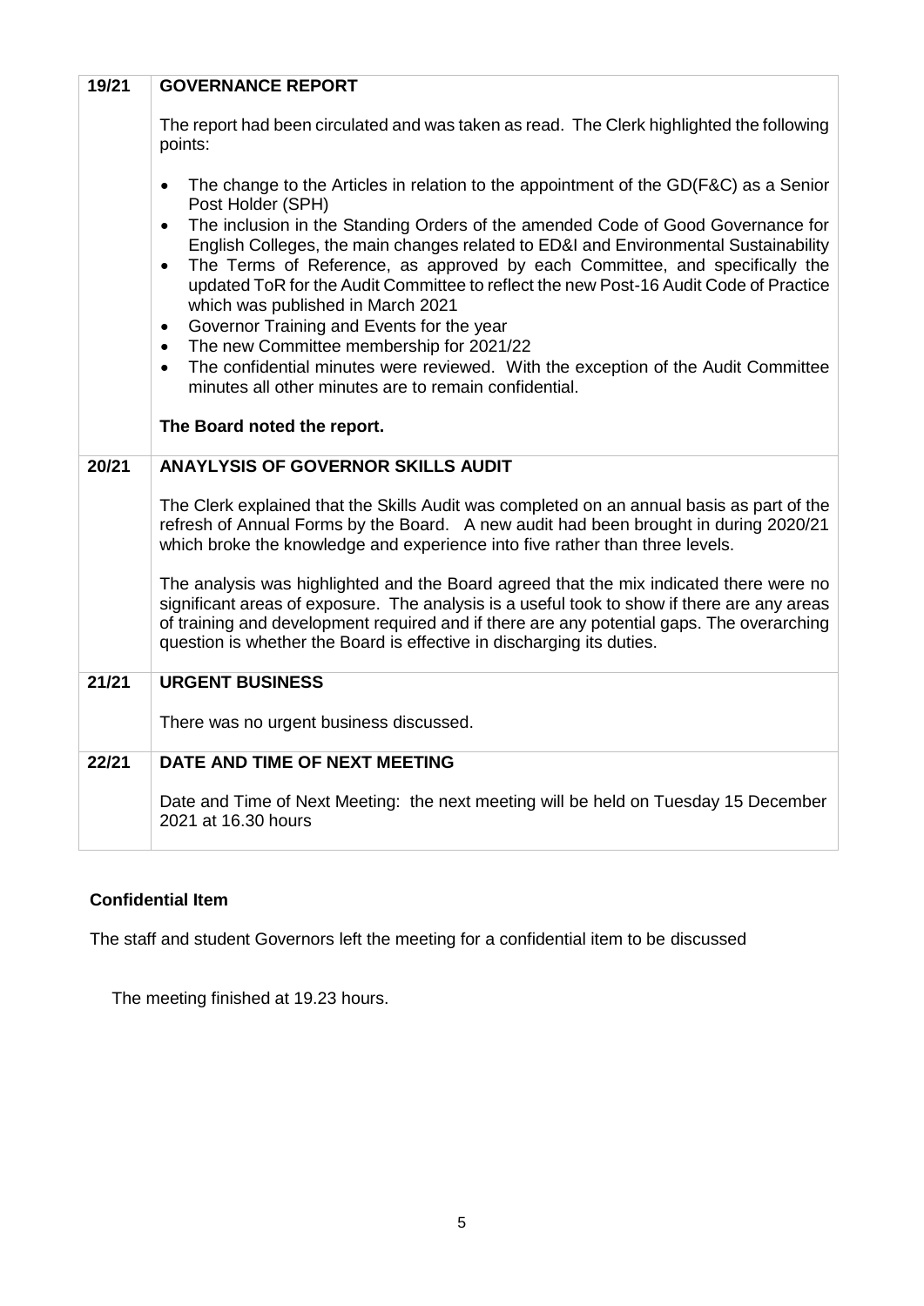| | |
|---|---|
| **19/21** | **GOVERNANCE REPORT**<br><br>The report had been circulated and was taken as read. The Clerk highlighted the following points:<br><br>• The change to the Articles in relation to the appointment of the GD(F&C) as a Senior Post Holder (SPH)<br>• The inclusion in the Standing Orders of the amended Code of Good Governance for English Colleges, the main changes related to ED&I and Environmental Sustainability<br>• The Terms of Reference, as approved by each Committee, and specifically the updated ToR for the Audit Committee to reflect the new Post-16 Audit Code of Practice which was published in March 2021<br>• Governor Training and Events for the year<br>• The new Committee membership for 2021/22<br>• The confidential minutes were reviewed. With the exception of the Audit Committee minutes all other minutes are to remain confidential.<br><br>**The Board noted the report.** |
| **20/21** | **ANAYLYSIS OF GOVERNOR SKILLS AUDIT**<br><br>The Clerk explained that the Skills Audit was completed on an annual basis as part of the refresh of Annual Forms by the Board. A new audit had been brought in during 2020/21 which broke the knowledge and experience into five rather than three levels.<br><br>The analysis was highlighted and the Board agreed that the mix indicated there were no significant areas of exposure. The analysis is a useful took to show if there are any areas of training and development required and if there are any potential gaps. The overarching question is whether the Board is effective in discharging its duties. |
| **21/21** | **URGENT BUSINESS**<br><br>There was no urgent business discussed. |
| **22/21** | **DATE AND TIME OF NEXT MEETING**<br><br>Date and Time of Next Meeting: the next meeting will be held on Tuesday 15 December 2021 at 16.30 hours |

**Confidential Item**

The staff and student Governors left the meeting for a confidential item to be discussed

The meeting finished at 19.23 hours.